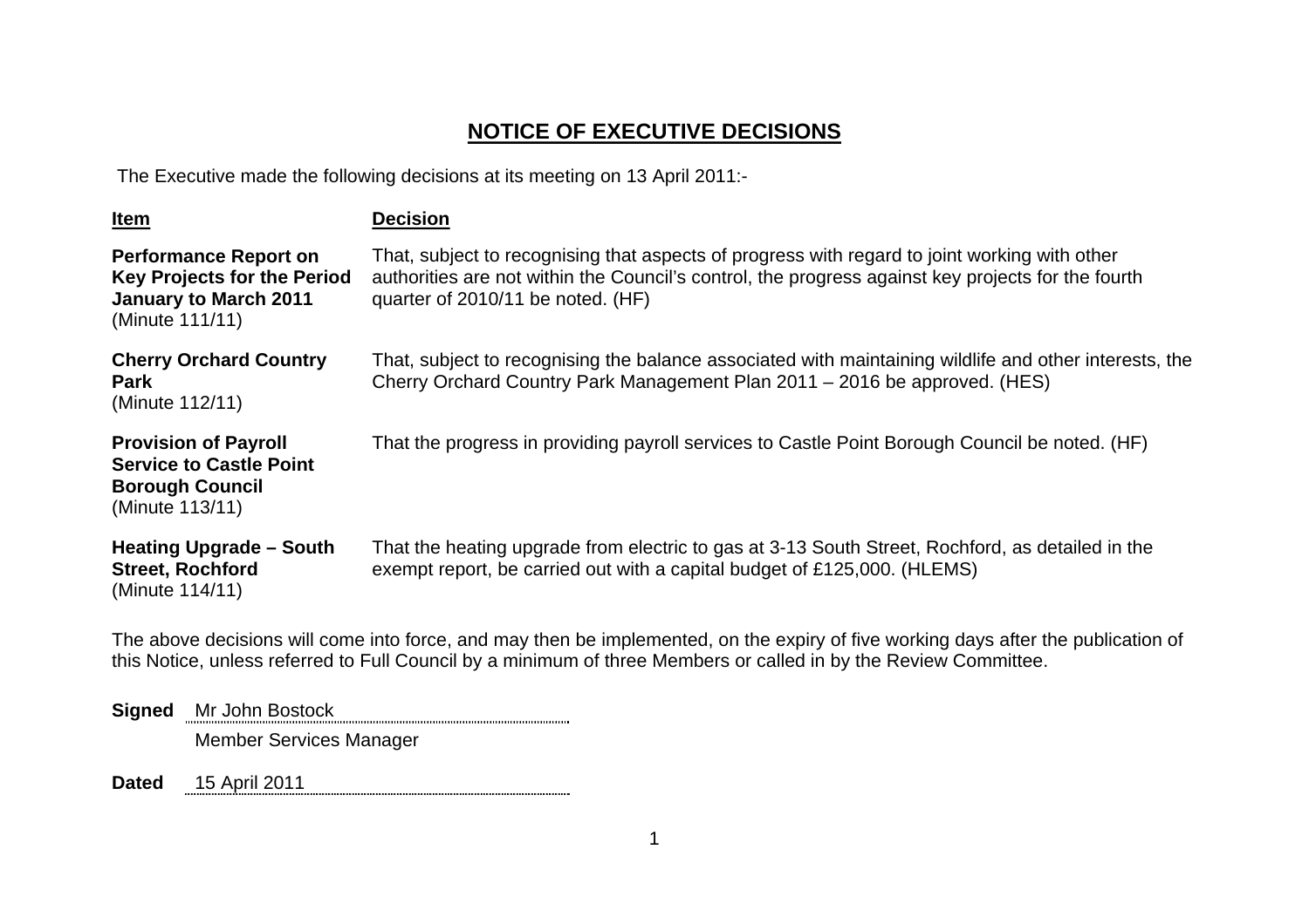# NOTICE OF EXECUTIVE DECISIONS

The Executive made the following decisions at its meeting on 13 April 2011:-

| Item | Decision |
|---|---|
| **Performance Report on Key Projects for the Period January to March 2011** (Minute 111/11) | That, subject to recognising that aspects of progress with regard to joint working with other authorities are not within the Council's control, the progress against key projects for the fourth quarter of 2010/11 be noted. (HF) |
| **Cherry Orchard Country Park** (Minute 112/11) | That, subject to recognising the balance associated with maintaining wildlife and other interests, the Cherry Orchard Country Park Management Plan 2011 – 2016 be approved. (HES) |
| **Provision of Payroll Service to Castle Point Borough Council** (Minute 113/11) | That the progress in providing payroll services to Castle Point Borough Council be noted. (HF) |
| **Heating Upgrade – South Street, Rochford** (Minute 114/11) | That the heating upgrade from electric to gas at 3-13 South Street, Rochford, as detailed in the exempt report, be carried out with a capital budget of £125,000. (HLEMS) |

The above decisions will come into force, and may then be implemented, on the expiry of five working days after the publication of this Notice, unless referred to Full Council by a minimum of three Members or called in by the Review Committee.

**Signed** Mr John Bostock

Member Services Manager

**Dated** 15 April 2011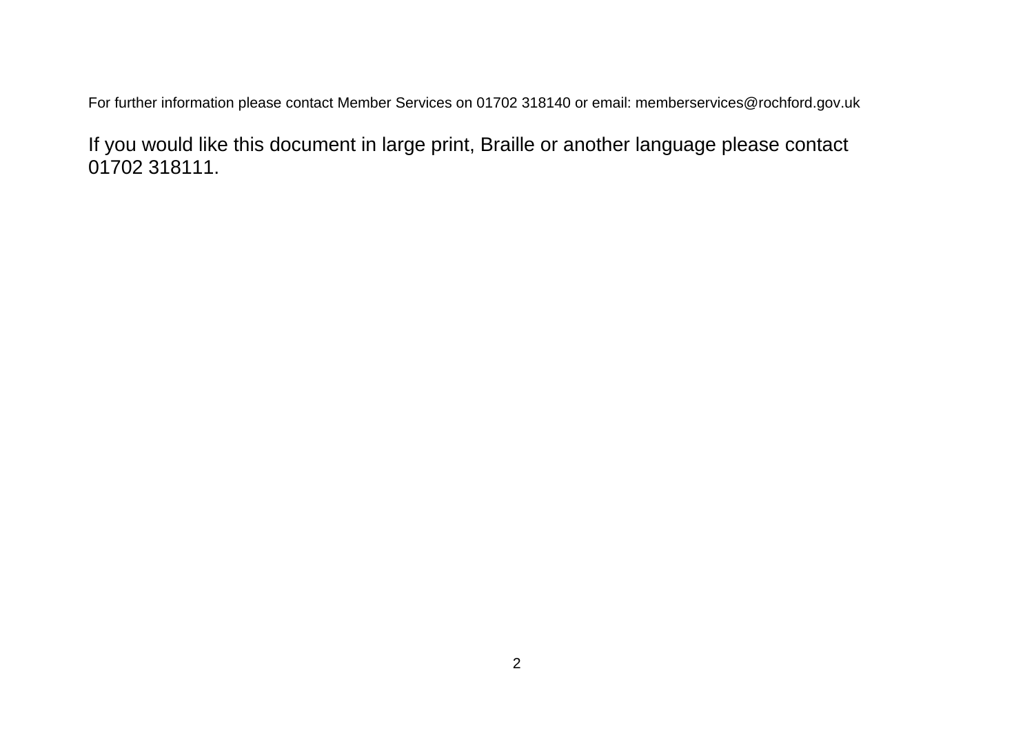For further information please contact Member Services on 01702 318140 or email: memberservices@rochford.gov.uk

If you would like this document in large print, Braille or another language please contact 01702 318111.